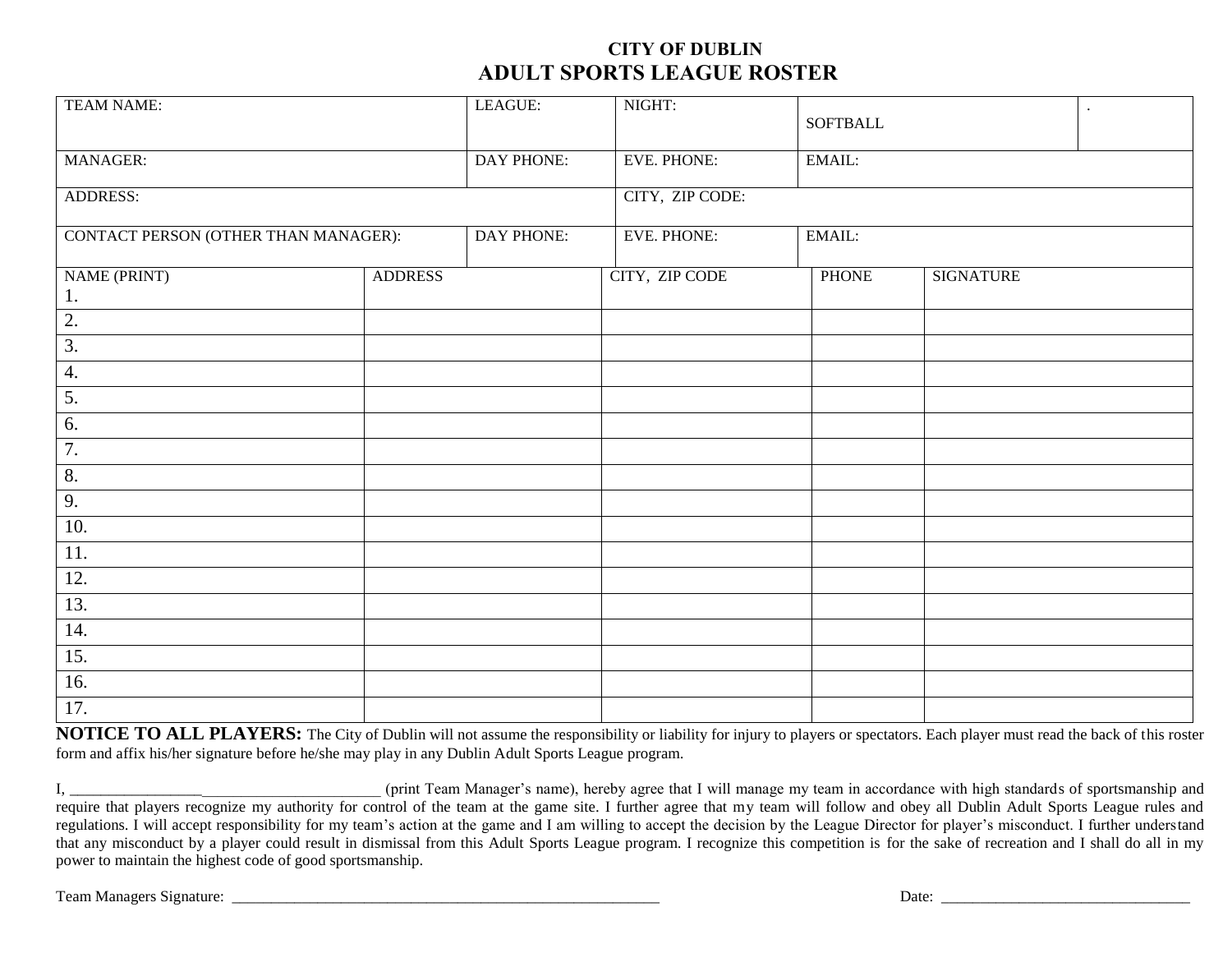**CITY OF DUBLIN**

# ADULT SPORTS LEAGUE ROSTER

| TEAM NAME: | LEAGUE: | NIGHT: | SOFTBALL | . |
|---|---|---|---|---|
| MANAGER: | DAY PHONE: | EVE. PHONE: | EMAIL: | |
| ADDRESS: | | CITY, ZIP CODE: | | |
| CONTACT PERSON (OTHER THAN MANAGER): | DAY PHONE: | EVE. PHONE: | EMAIL: | |

| NAME (PRINT) | ADDRESS | CITY, ZIP CODE | PHONE | SIGNATURE |
|---|---|---|---|---|
| 1. | | | | |
| 2. | | | | |
| 3. | | | | |
| 4. | | | | |
| 5. | | | | |
| 6. | | | | |
| 7. | | | | |
| 8. | | | | |
| 9. | | | | |
| 10. | | | | |
| 11. | | | | |
| 12. | | | | |
| 13. | | | | |
| 14. | | | | |
| 15. | | | | |
| 16. | | | | |
| 17. | | | | |

**NOTICE TO ALL PLAYERS:** The City of Dublin will not assume the responsibility or liability for injury to players or spectators. Each player must read the back of this roster form and affix his/her signature before he/she may play in any Dublin Adult Sports League program.

I, ________________________________________ (print Team Manager's name), hereby agree that I will manage my team in accordance with high standards of sportsmanship and require that players recognize my authority for control of the team at the game site. I further agree that my team will follow and obey all Dublin Adult Sports League rules and regulations. I will accept responsibility for my team's action at the game and I am willing to accept the decision by the League Director for player's misconduct. I further understand that any misconduct by a player could result in dismissal from this Adult Sports League program. I recognize this competition is for the sake of recreation and I shall do all in my power to maintain the highest code of good sportsmanship.

Team Managers Signature: ___________________________________________________________ Date: _________________________________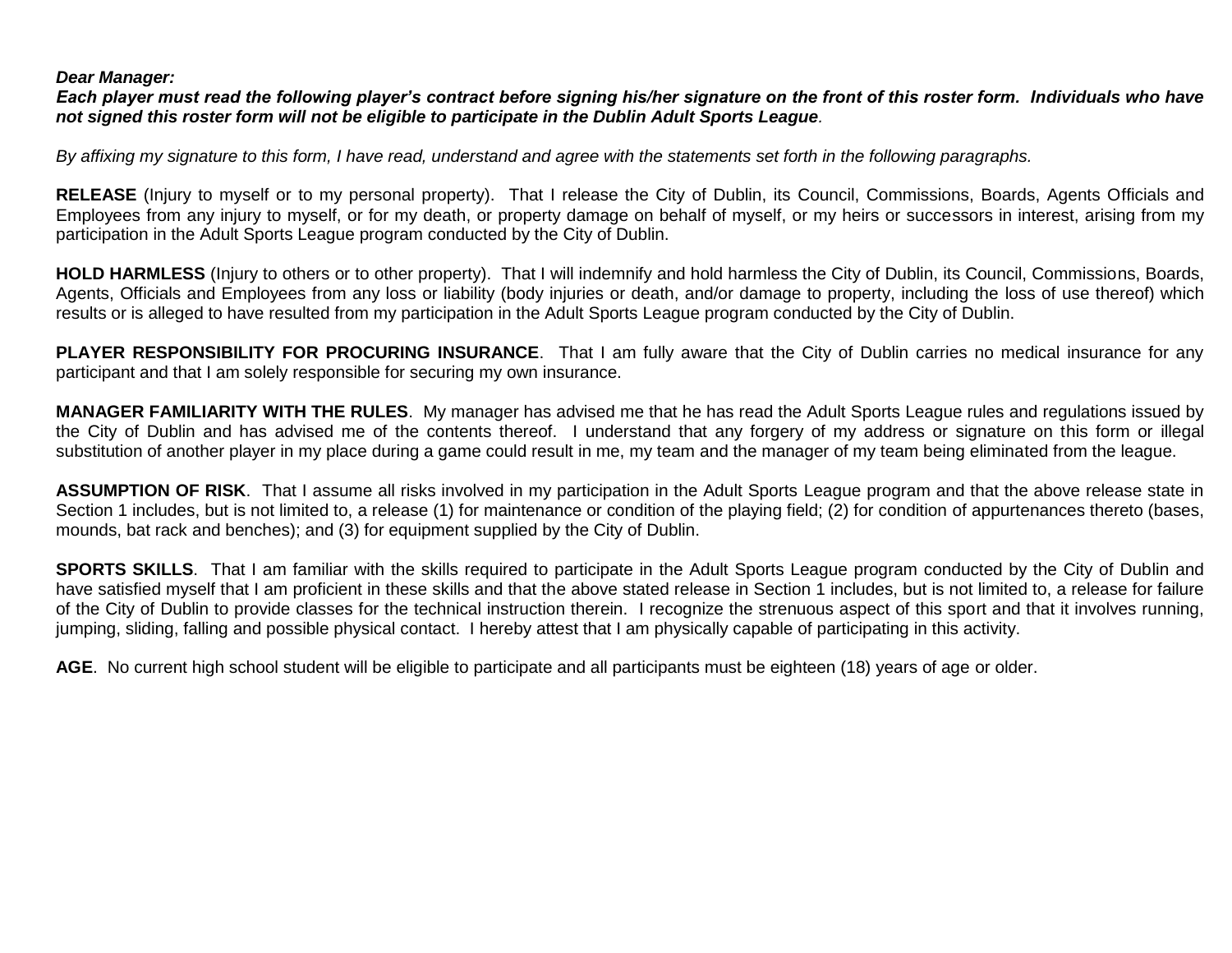***Dear Manager:***

***Each player must read the following player's contract before signing his/her signature on the front of this roster form. Individuals who have not signed this roster form will not be eligible to participate in the Dublin Adult Sports League.***

*By affixing my signature to this form, I have read, understand and agree with the statements set forth in the following paragraphs.*

**RELEASE** (Injury to myself or to my personal property). That I release the City of Dublin, its Council, Commissions, Boards, Agents Officials and Employees from any injury to myself, or for my death, or property damage on behalf of myself, or my heirs or successors in interest, arising from my participation in the Adult Sports League program conducted by the City of Dublin.

**HOLD HARMLESS** (Injury to others or to other property). That I will indemnify and hold harmless the City of Dublin, its Council, Commissions, Boards, Agents, Officials and Employees from any loss or liability (body injuries or death, and/or damage to property, including the loss of use thereof) which results or is alleged to have resulted from my participation in the Adult Sports League program conducted by the City of Dublin.

**PLAYER RESPONSIBILITY FOR PROCURING INSURANCE**. That I am fully aware that the City of Dublin carries no medical insurance for any participant and that I am solely responsible for securing my own insurance.

**MANAGER FAMILIARITY WITH THE RULES**. My manager has advised me that he has read the Adult Sports League rules and regulations issued by the City of Dublin and has advised me of the contents thereof. I understand that any forgery of my address or signature on this form or illegal substitution of another player in my place during a game could result in me, my team and the manager of my team being eliminated from the league.

**ASSUMPTION OF RISK**. That I assume all risks involved in my participation in the Adult Sports League program and that the above release state in Section 1 includes, but is not limited to, a release (1) for maintenance or condition of the playing field; (2) for condition of appurtenances thereto (bases, mounds, bat rack and benches); and (3) for equipment supplied by the City of Dublin.

**SPORTS SKILLS**. That I am familiar with the skills required to participate in the Adult Sports League program conducted by the City of Dublin and have satisfied myself that I am proficient in these skills and that the above stated release in Section 1 includes, but is not limited to, a release for failure of the City of Dublin to provide classes for the technical instruction therein. I recognize the strenuous aspect of this sport and that it involves running, jumping, sliding, falling and possible physical contact. I hereby attest that I am physically capable of participating in this activity.

**AGE**. No current high school student will be eligible to participate and all participants must be eighteen (18) years of age or older.